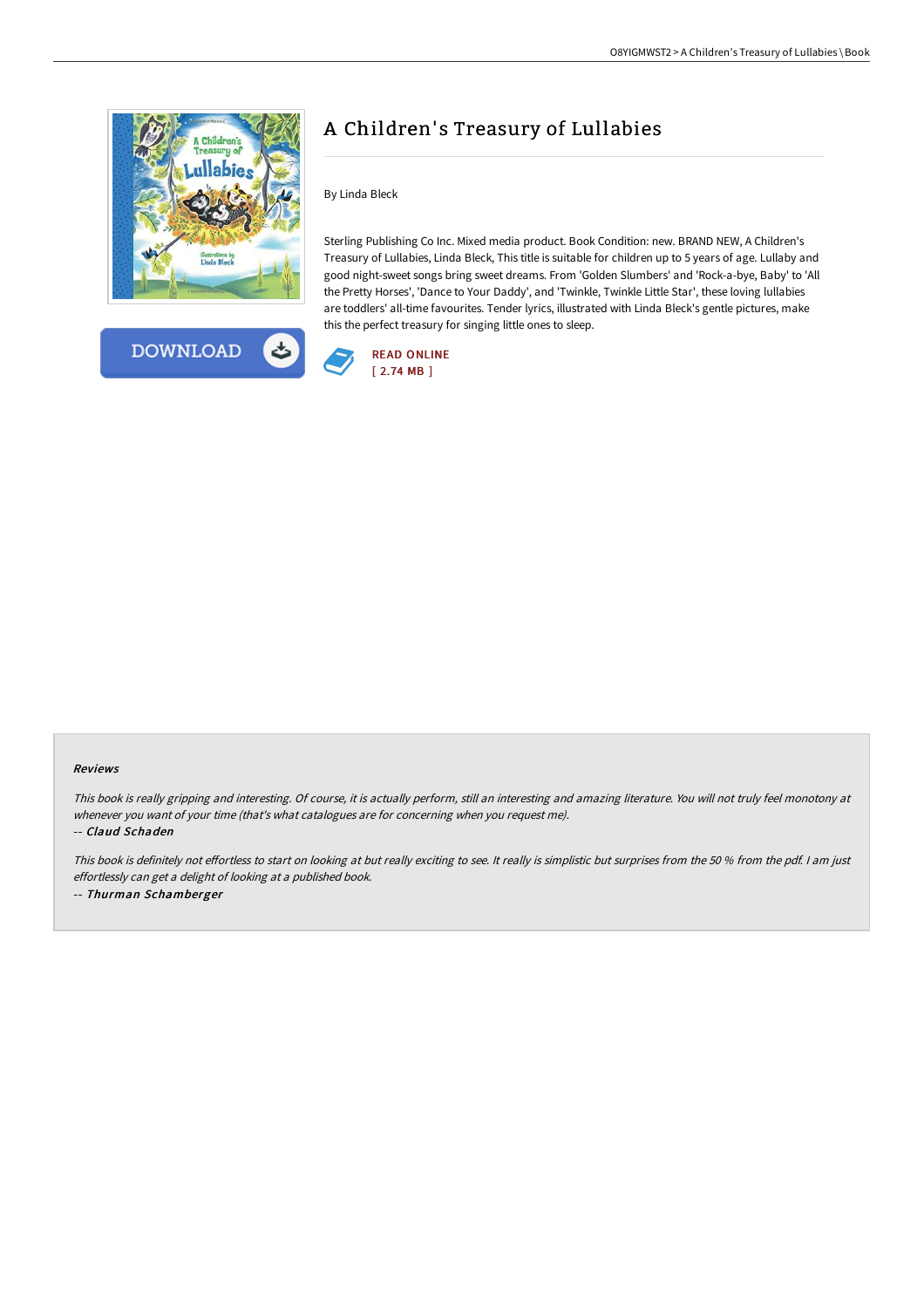# A Children's Treasury of Lullabies

By Linda Bleck

Sterling Publishing Co Inc. Mixed media product. Book Condition: new. BRAND NEW, A Children's Treasury of Lullabies, Linda Bleck, This title is suitable for children up to 5 years of age. Lullaby and good night-sweet songs bring sweet dreams. From 'Golden Slumbers' and 'Rock-a-bye, Baby' to 'All the Pretty Horses', 'Dance to Your Daddy', and 'Twinkle, Twinkle Little Star', these loving lullabies are toddlers' all-time favourites. Tender lyrics, illustrated with Linda Bleck's gentle pictures, make this the perfect treasury for singing little ones to sleep.

DOWNLOAD

READ ONLINE
[ 2.74 MB ]

### Reviews

*This book is really gripping and interesting. Of course, it is actually perform, still an interesting and amazing literature. You will not truly feel monotony at whenever you want of your time (that's what catalogues are for concerning when you request me).*

-- ***Claud Schaden***

*This book is definitely not effortless to start on looking at but really exciting to see. It really is simplistic but surprises from the 50 % from the pdf. I am just effortlessly can get a delight of looking at a published book.*

-- ***Thurman Schamberger***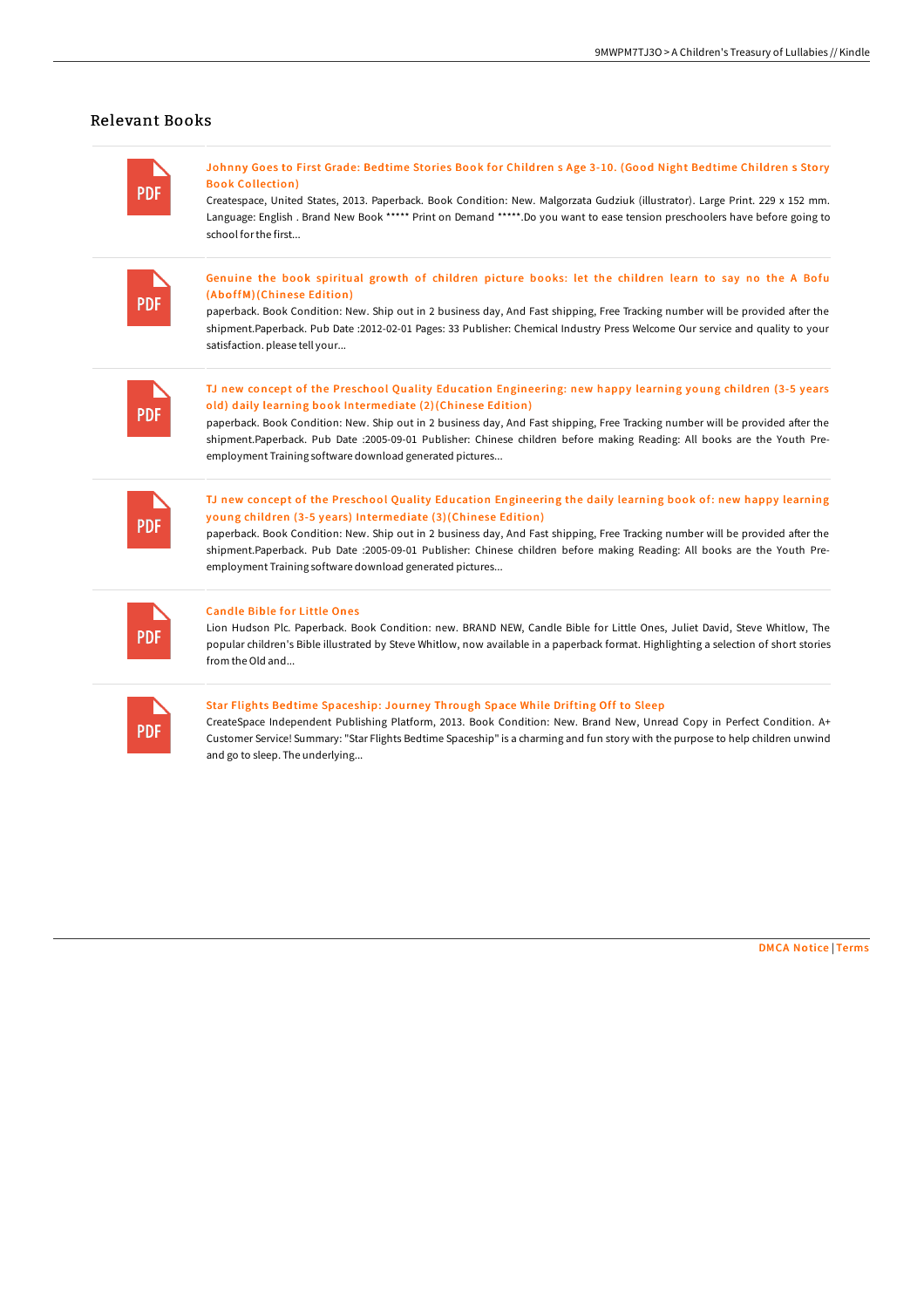## Relevant Books

PDF

**Johnny Goes to First Grade: Bedtime Stories Book for Children s Age 3-10. (Good Night Bedtime Children s Story Book Collection)**

Createspace, United States, 2013. Paperback. Book Condition: New. Malgorzata Gudziuk (illustrator). Large Print. 229 x 152 mm. Language: English . Brand New Book ***** Print on Demand *****.Do you want to ease tension preschoolers have before going to school for the first...

PDF

**Genuine the book spiritual growth of children picture books: let the children learn to say no the A Bofu (AboffM)(Chinese Edition)**

paperback. Book Condition: New. Ship out in 2 business day, And Fast shipping, Free Tracking number will be provided after the shipment.Paperback. Pub Date :2012-02-01 Pages: 33 Publisher: Chemical Industry Press Welcome Our service and quality to your satisfaction. please tell your...

PDF

**TJ new concept of the Preschool Quality Education Engineering: new happy learning young children (3-5 years old) daily learning book Intermediate (2)(Chinese Edition)**

paperback. Book Condition: New. Ship out in 2 business day, And Fast shipping, Free Tracking number will be provided after the shipment.Paperback. Pub Date :2005-09-01 Publisher: Chinese children before making Reading: All books are the Youth Pre-employment Training software download generated pictures...

PDF

**TJ new concept of the Preschool Quality Education Engineering the daily learning book of: new happy learning young children (3-5 years) Intermediate (3)(Chinese Edition)**

paperback. Book Condition: New. Ship out in 2 business day, And Fast shipping, Free Tracking number will be provided after the shipment.Paperback. Pub Date :2005-09-01 Publisher: Chinese children before making Reading: All books are the Youth Pre-employment Training software download generated pictures...

PDF

**Candle Bible for Little Ones**

Lion Hudson Plc. Paperback. Book Condition: new. BRAND NEW, Candle Bible for Little Ones, Juliet David, Steve Whitlow, The popular children's Bible illustrated by Steve Whitlow, now available in a paperback format. Highlighting a selection of short stories from the Old and...

PDF

**Star Flights Bedtime Spaceship: Journey Through Space While Drifting Off to Sleep**

CreateSpace Independent Publishing Platform, 2013. Book Condition: New. Brand New, Unread Copy in Perfect Condition. A+ Customer Service! Summary: "Star Flights Bedtime Spaceship" is a charming and fun story with the purpose to help children unwind and go to sleep. The underlying...

DMCA Notice | Terms